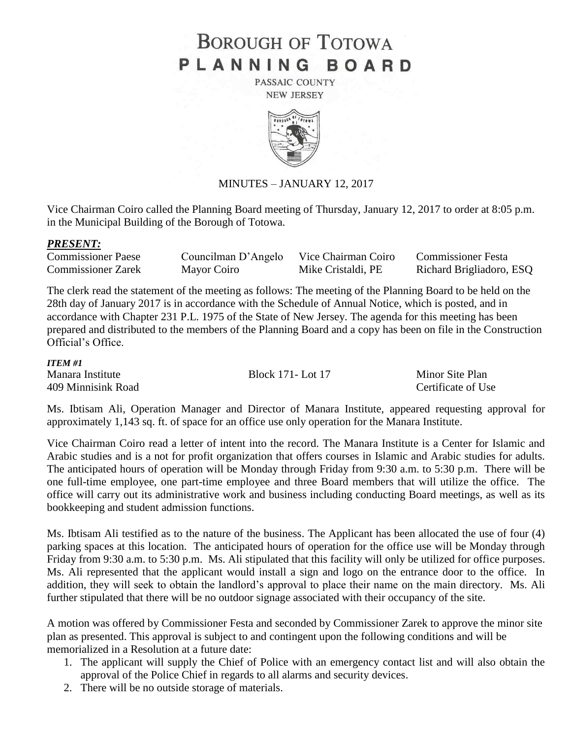# BOROUGH OF TOTOWA
# PLANNING BOARD

PASSAIC COUNTY
NEW JERSEY

MINUTES – JANUARY 12, 2017

Vice Chairman Coiro called the Planning Board meeting of Thursday, January 12, 2017 to order at 8:05 p.m. in the Municipal Building of the Borough of Totowa.

***PRESENT:***

| | | | |
|---|---|---|---|
| Commissioner Paese | Councilman D'Angelo | Vice Chairman Coiro | Commissioner Festa |
| Commissioner Zarek | Mayor Coiro | Mike Cristaldi, PE | Richard Brigliadoro, ESQ |

The clerk read the statement of the meeting as follows: The meeting of the Planning Board to be held on the 28th day of January 2017 is in accordance with the Schedule of Annual Notice, which is posted, and in accordance with Chapter 231 P.L. 1975 of the State of New Jersey. The agenda for this meeting has been prepared and distributed to the members of the Planning Board and a copy has been on file in the Construction Official's Office.

***ITEM #1***

| | | |
|---|---|---|
| Manara Institute | Block 171- Lot 17 | Minor Site Plan |
| 409 Minnisink Road | | Certificate of Use |

Ms. Ibtisam Ali, Operation Manager and Director of Manara Institute, appeared requesting approval for approximately 1,143 sq. ft. of space for an office use only operation for the Manara Institute.

Vice Chairman Coiro read a letter of intent into the record. The Manara Institute is a Center for Islamic and Arabic studies and is a not for profit organization that offers courses in Islamic and Arabic studies for adults. The anticipated hours of operation will be Monday through Friday from 9:30 a.m. to 5:30 p.m. There will be one full-time employee, one part-time employee and three Board members that will utilize the office. The office will carry out its administrative work and business including conducting Board meetings, as well as its bookkeeping and student admission functions.

Ms. Ibtisam Ali testified as to the nature of the business. The Applicant has been allocated the use of four (4) parking spaces at this location. The anticipated hours of operation for the office use will be Monday through Friday from 9:30 a.m. to 5:30 p.m. Ms. Ali stipulated that this facility will only be utilized for office purposes. Ms. Ali represented that the applicant would install a sign and logo on the entrance door to the office. In addition, they will seek to obtain the landlord's approval to place their name on the main directory. Ms. Ali further stipulated that there will be no outdoor signage associated with their occupancy of the site.

A motion was offered by Commissioner Festa and seconded by Commissioner Zarek to approve the minor site plan as presented. This approval is subject to and contingent upon the following conditions and will be memorialized in a Resolution at a future date:

1. The applicant will supply the Chief of Police with an emergency contact list and will also obtain the approval of the Police Chief in regards to all alarms and security devices.
2. There will be no outside storage of materials.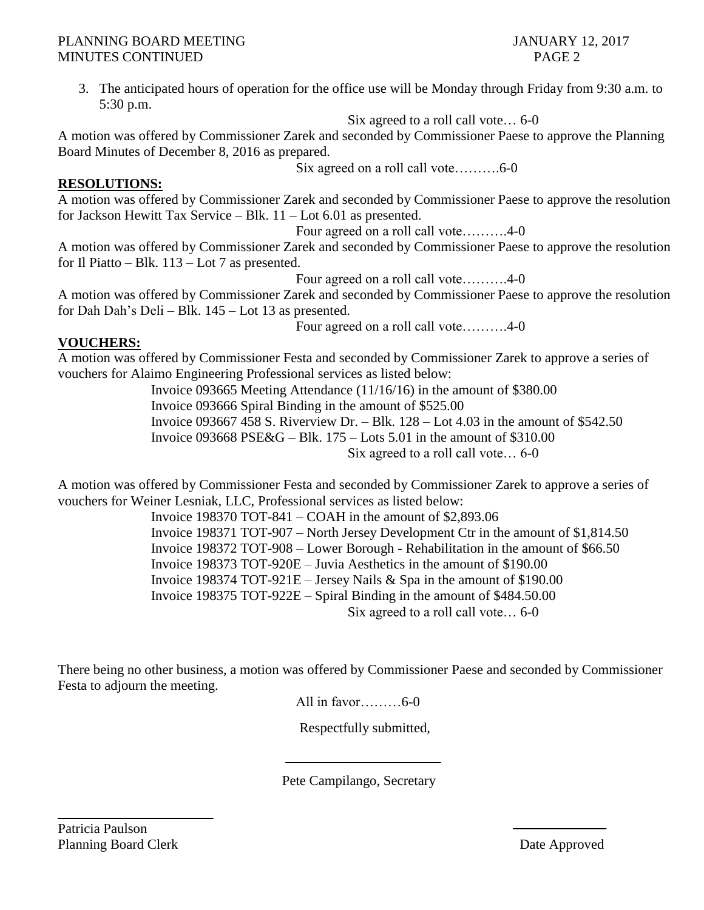3. The anticipated hours of operation for the office use will be Monday through Friday from 9:30 a.m. to 5:30 p.m.

Six agreed to a roll call vote… 6-0

A motion was offered by Commissioner Zarek and seconded by Commissioner Paese to approve the Planning Board Minutes of December 8, 2016 as prepared.

Six agreed on a roll call vote……….6-0

**RESOLUTIONS:**

A motion was offered by Commissioner Zarek and seconded by Commissioner Paese to approve the resolution for Jackson Hewitt Tax Service – Blk. 11 – Lot 6.01 as presented.

Four agreed on a roll call vote……….4-0

A motion was offered by Commissioner Zarek and seconded by Commissioner Paese to approve the resolution for Il Piatto – Blk. 113 – Lot 7 as presented.

Four agreed on a roll call vote……….4-0

A motion was offered by Commissioner Zarek and seconded by Commissioner Paese to approve the resolution for Dah Dah's Deli – Blk. 145 – Lot 13 as presented.

Four agreed on a roll call vote……….4-0

**VOUCHERS:**

A motion was offered by Commissioner Festa and seconded by Commissioner Zarek to approve a series of vouchers for Alaimo Engineering Professional services as listed below:

Invoice 093665 Meeting Attendance (11/16/16) in the amount of $380.00
Invoice 093666 Spiral Binding in the amount of $525.00
Invoice 093667 458 S. Riverview Dr. – Blk. 128 – Lot 4.03 in the amount of $542.50
Invoice 093668 PSE&G – Blk. 175 – Lots 5.01 in the amount of $310.00

Six agreed to a roll call vote… 6-0

A motion was offered by Commissioner Festa and seconded by Commissioner Zarek to approve a series of vouchers for Weiner Lesniak, LLC, Professional services as listed below:

Invoice 198370 TOT-841 – COAH in the amount of $2,893.06
Invoice 198371 TOT-907 – North Jersey Development Ctr in the amount of $1,814.50
Invoice 198372 TOT-908 – Lower Borough - Rehabilitation in the amount of $66.50
Invoice 198373 TOT-920E – Juvia Aesthetics in the amount of $190.00
Invoice 198374 TOT-921E – Jersey Nails & Spa in the amount of $190.00
Invoice 198375 TOT-922E – Spiral Binding in the amount of $484.50.00

Six agreed to a roll call vote… 6-0

There being no other business, a motion was offered by Commissioner Paese and seconded by Commissioner Festa to adjourn the meeting.

All in favor………6-0

Respectfully submitted,

Pete Campilango, Secretary

Patricia Paulson
Planning Board Clerk

Date Approved